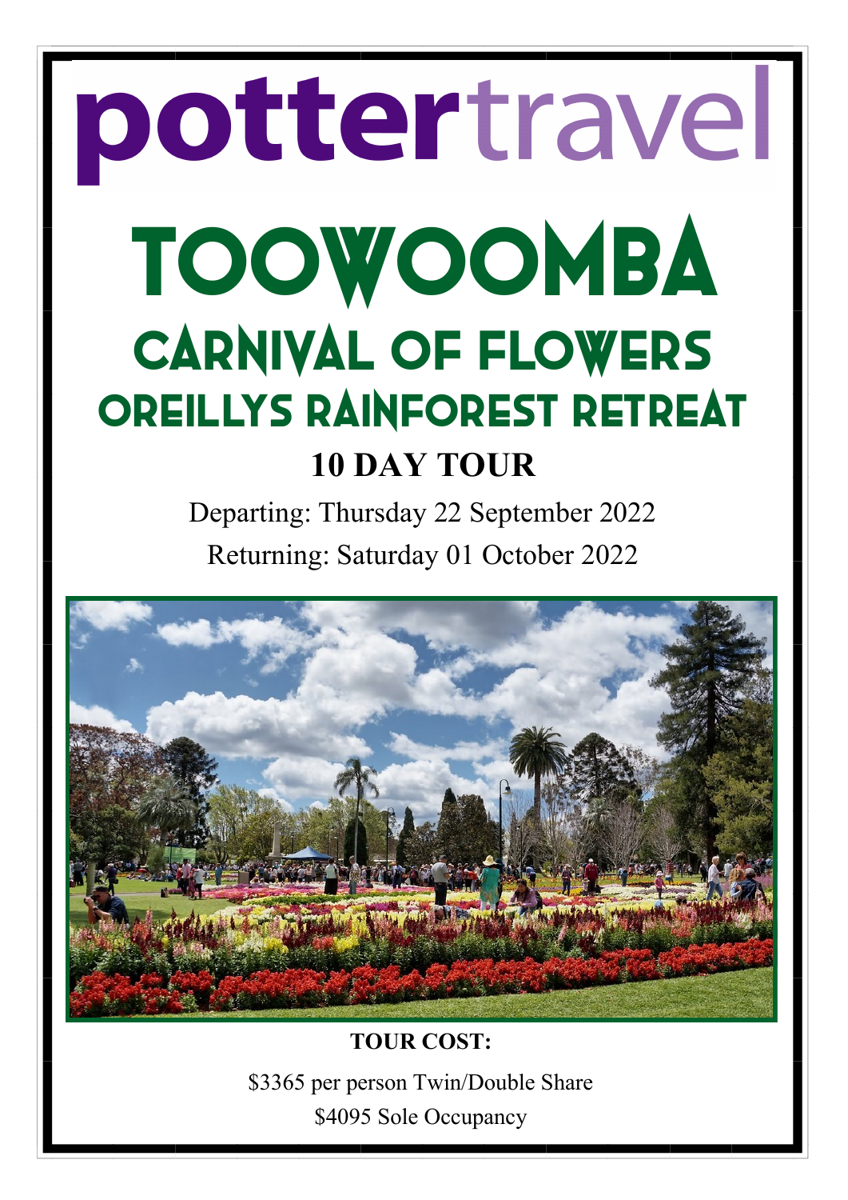# pottertravel

# TOOWOOMBA

## CARNIVAL OF FLOWERS

## OREILLYS RAINFOREST RETREAT

### 10 DAY TOUR

Departing: Thursday 22 September 2022

Returning: Saturday 01 October 2022

**TOUR COST:**

$3365 per person Twin/Double Share

$4095 Sole Occupancy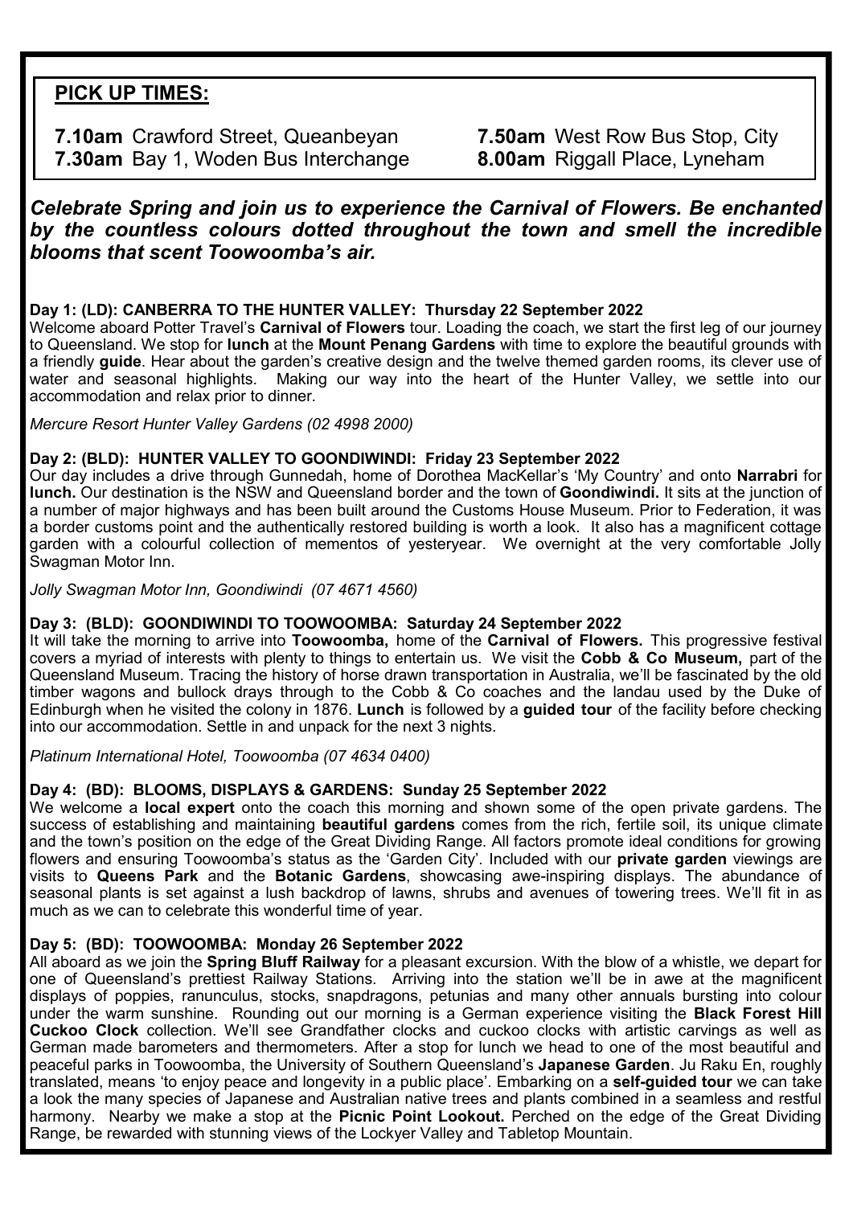## PICK UP TIMES:

**7.10am** Crawford Street, Queanbeyan
**7.30am** Bay 1, Woden Bus Interchange
**7.50am** West Row Bus Stop, City
**8.00am** Riggall Place, Lyneham

***Celebrate Spring and join us to experience the Carnival of Flowers. Be enchanted by the countless colours dotted throughout the town and smell the incredible blooms that scent Toowoomba's air.***

### Day 1: (LD): CANBERRA TO THE HUNTER VALLEY: Thursday 22 September 2022

Welcome aboard Potter Travel's **Carnival of Flowers** tour. Loading the coach, we start the first leg of our journey to Queensland. We stop for **lunch** at the **Mount Penang Gardens** with time to explore the beautiful grounds with a friendly **guide**. Hear about the garden's creative design and the twelve themed garden rooms, its clever use of water and seasonal highlights. Making our way into the heart of the Hunter Valley, we settle into our accommodation and relax prior to dinner.

*Mercure Resort Hunter Valley Gardens (02 4998 2000)*

### Day 2: (BLD): HUNTER VALLEY TO GOONDIWINDI: Friday 23 September 2022

Our day includes a drive through Gunnedah, home of Dorothea MacKellar's 'My Country' and onto **Narrabri** for **lunch.** Our destination is the NSW and Queensland border and the town of **Goondiwindi.** It sits at the junction of a number of major highways and has been built around the Customs House Museum. Prior to Federation, it was a border customs point and the authentically restored building is worth a look. It also has a magnificent cottage garden with a colourful collection of mementos of yesteryear. We overnight at the very comfortable Jolly Swagman Motor Inn.

*Jolly Swagman Motor Inn, Goondiwindi (07 4671 4560)*

### Day 3: (BLD): GOONDIWINDI TO TOOWOOMBA: Saturday 24 September 2022

It will take the morning to arrive into **Toowoomba,** home of the **Carnival of Flowers.** This progressive festival covers a myriad of interests with plenty to things to entertain us. We visit the **Cobb & Co Museum,** part of the Queensland Museum. Tracing the history of horse drawn transportation in Australia, we'll be fascinated by the old timber wagons and bullock drays through to the Cobb & Co coaches and the landau used by the Duke of Edinburgh when he visited the colony in 1876. **Lunch** is followed by a **guided tour** of the facility before checking into our accommodation. Settle in and unpack for the next 3 nights.

*Platinum International Hotel, Toowoomba (07 4634 0400)*

### Day 4: (BD): BLOOMS, DISPLAYS & GARDENS: Sunday 25 September 2022

We welcome a **local expert** onto the coach this morning and shown some of the open private gardens. The success of establishing and maintaining **beautiful gardens** comes from the rich, fertile soil, its unique climate and the town's position on the edge of the Great Dividing Range. All factors promote ideal conditions for growing flowers and ensuring Toowoomba's status as the 'Garden City'. Included with our **private garden** viewings are visits to **Queens Park** and the **Botanic Gardens**, showcasing awe-inspiring displays. The abundance of seasonal plants is set against a lush backdrop of lawns, shrubs and avenues of towering trees. We'll fit in as much as we can to celebrate this wonderful time of year.

### Day 5: (BD): TOOWOOMBA: Monday 26 September 2022

All aboard as we join the **Spring Bluff Railway** for a pleasant excursion. With the blow of a whistle, we depart for one of Queensland's prettiest Railway Stations. Arriving into the station we'll be in awe at the magnificent displays of poppies, ranunculus, stocks, snapdragons, petunias and many other annuals bursting into colour under the warm sunshine. Rounding out our morning is a German experience visiting the **Black Forest Hill Cuckoo Clock** collection. We'll see Grandfather clocks and cuckoo clocks with artistic carvings as well as German made barometers and thermometers. After a stop for lunch we head to one of the most beautiful and peaceful parks in Toowoomba, the University of Southern Queensland's **Japanese Garden**. Ju Raku En, roughly translated, means 'to enjoy peace and longevity in a public place'. Embarking on a **self-guided tour** we can take a look the many species of Japanese and Australian native trees and plants combined in a seamless and restful harmony. Nearby we make a stop at the **Picnic Point Lookout.** Perched on the edge of the Great Dividing Range, be rewarded with stunning views of the Lockyer Valley and Tabletop Mountain.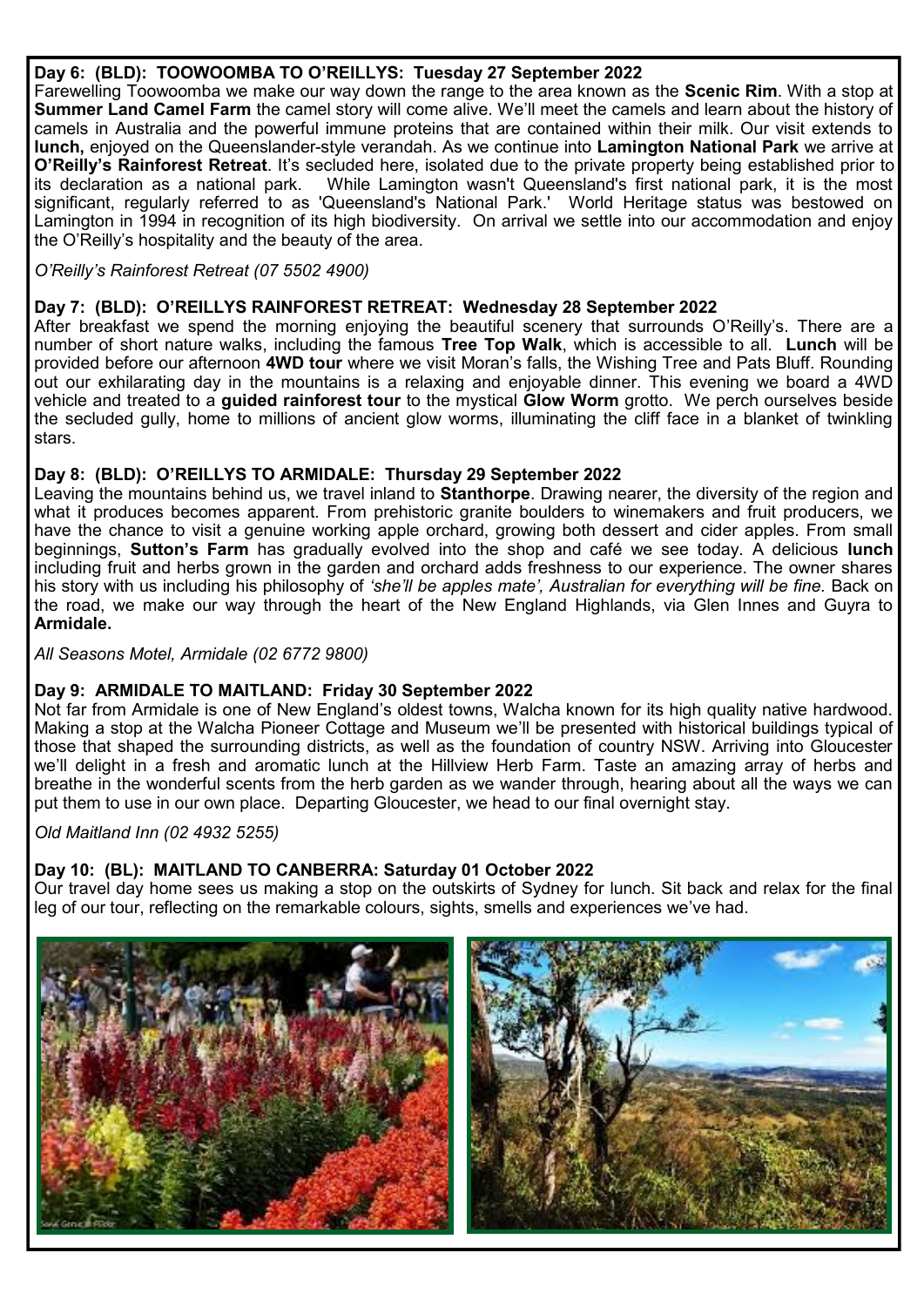**Day 6: (BLD): TOOWOOMBA TO O'REILLYS: Tuesday 27 September 2022**

Farewelling Toowoomba we make our way down the range to the area known as the **Scenic Rim**. With a stop at **Summer Land Camel Farm** the camel story will come alive. We'll meet the camels and learn about the history of camels in Australia and the powerful immune proteins that are contained within their milk. Our visit extends to **lunch,** enjoyed on the Queenslander-style verandah. As we continue into **Lamington National Park** we arrive at **O'Reilly's Rainforest Retreat**. It's secluded here, isolated due to the private property being established prior to its declaration as a national park. While Lamington wasn't Queensland's first national park, it is the most significant, regularly referred to as 'Queensland's National Park.' World Heritage status was bestowed on Lamington in 1994 in recognition of its high biodiversity. On arrival we settle into our accommodation and enjoy the O'Reilly's hospitality and the beauty of the area.

*O'Reilly's Rainforest Retreat (07 5502 4900)*

**Day 7: (BLD): O'REILLYS RAINFOREST RETREAT: Wednesday 28 September 2022**

After breakfast we spend the morning enjoying the beautiful scenery that surrounds O'Reilly's. There are a number of short nature walks, including the famous **Tree Top Walk**, which is accessible to all. **Lunch** will be provided before our afternoon **4WD tour** where we visit Moran's falls, the Wishing Tree and Pats Bluff. Rounding out our exhilarating day in the mountains is a relaxing and enjoyable dinner. This evening we board a 4WD vehicle and treated to a **guided rainforest tour** to the mystical **Glow Worm** grotto. We perch ourselves beside the secluded gully, home to millions of ancient glow worms, illuminating the cliff face in a blanket of twinkling stars.

**Day 8: (BLD): O'REILLYS TO ARMIDALE: Thursday 29 September 2022**

Leaving the mountains behind us, we travel inland to **Stanthorpe**. Drawing nearer, the diversity of the region and what it produces becomes apparent. From prehistoric granite boulders to winemakers and fruit producers, we have the chance to visit a genuine working apple orchard, growing both dessert and cider apples. From small beginnings, **Sutton's Farm** has gradually evolved into the shop and café we see today. A delicious **lunch** including fruit and herbs grown in the garden and orchard adds freshness to our experience. The owner shares his story with us including his philosophy of *'she'll be apples mate', Australian for everything will be fine.* Back on the road, we make our way through the heart of the New England Highlands, via Glen Innes and Guyra to **Armidale.**

*All Seasons Motel, Armidale (02 6772 9800)*

**Day 9: ARMIDALE TO MAITLAND: Friday 30 September 2022**

Not far from Armidale is one of New England's oldest towns, Walcha known for its high quality native hardwood. Making a stop at the Walcha Pioneer Cottage and Museum we'll be presented with historical buildings typical of those that shaped the surrounding districts, as well as the foundation of country NSW. Arriving into Gloucester we'll delight in a fresh and aromatic lunch at the Hillview Herb Farm. Taste an amazing array of herbs and breathe in the wonderful scents from the herb garden as we wander through, hearing about all the ways we can put them to use in our own place. Departing Gloucester, we head to our final overnight stay.

*Old Maitland Inn (02 4932 5255)*

**Day 10: (BL): MAITLAND TO CANBERRA: Saturday 01 October 2022**

Our travel day home sees us making a stop on the outskirts of Sydney for lunch. Sit back and relax for the final leg of our tour, reflecting on the remarkable colours, sights, smells and experiences we've had.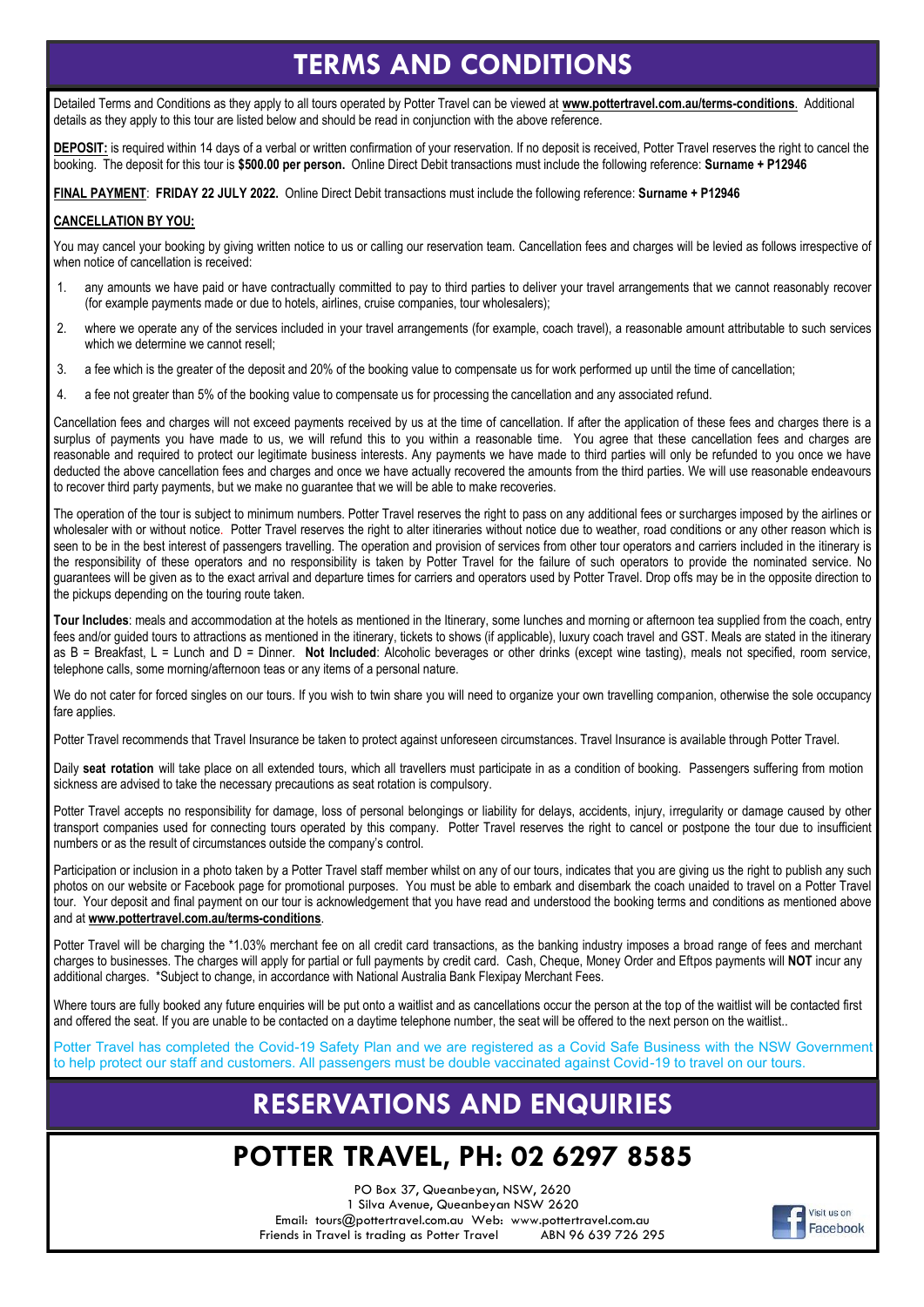# TERMS AND CONDITIONS

Detailed Terms and Conditions as they apply to all tours operated by Potter Travel can be viewed at **www.pottertravel.com.au/terms-conditions**. Additional details as they apply to this tour are listed below and should be read in conjunction with the above reference.

**DEPOSIT:** is required within 14 days of a verbal or written confirmation of your reservation. If no deposit is received, Potter Travel reserves the right to cancel the booking. The deposit for this tour is **$500.00 per person.** Online Direct Debit transactions must include the following reference: **Surname + P12946**

**FINAL PAYMENT**: **FRIDAY 22 JULY 2022.** Online Direct Debit transactions must include the following reference: **Surname + P12946**

**CANCELLATION BY YOU:**

You may cancel your booking by giving written notice to us or calling our reservation team. Cancellation fees and charges will be levied as follows irrespective of when notice of cancellation is received:

1. any amounts we have paid or have contractually committed to pay to third parties to deliver your travel arrangements that we cannot reasonably recover (for example payments made or due to hotels, airlines, cruise companies, tour wholesalers);
2. where we operate any of the services included in your travel arrangements (for example, coach travel), a reasonable amount attributable to such services which we determine we cannot resell;
3. a fee which is the greater of the deposit and 20% of the booking value to compensate us for work performed up until the time of cancellation;
4. a fee not greater than 5% of the booking value to compensate us for processing the cancellation and any associated refund.

Cancellation fees and charges will not exceed payments received by us at the time of cancellation. If after the application of these fees and charges there is a surplus of payments you have made to us, we will refund this to you within a reasonable time. You agree that these cancellation fees and charges are reasonable and required to protect our legitimate business interests. Any payments we have made to third parties will only be refunded to you once we have deducted the above cancellation fees and charges and once we have actually recovered the amounts from the third parties. We will use reasonable endeavours to recover third party payments, but we make no guarantee that we will be able to make recoveries.

The operation of the tour is subject to minimum numbers. Potter Travel reserves the right to pass on any additional fees or surcharges imposed by the airlines or wholesaler with or without notice. Potter Travel reserves the right to alter itineraries without notice due to weather, road conditions or any other reason which is seen to be in the best interest of passengers travelling. The operation and provision of services from other tour operators and carriers included in the itinerary is the responsibility of these operators and no responsibility is taken by Potter Travel for the failure of such operators to provide the nominated service. No guarantees will be given as to the exact arrival and departure times for carriers and operators used by Potter Travel. Drop offs may be in the opposite direction to the pickups depending on the touring route taken.

**Tour Includes**: meals and accommodation at the hotels as mentioned in the Itinerary, some lunches and morning or afternoon tea supplied from the coach, entry fees and/or guided tours to attractions as mentioned in the itinerary, tickets to shows (if applicable), luxury coach travel and GST. Meals are stated in the itinerary as B = Breakfast, L = Lunch and D = Dinner. **Not Included**: Alcoholic beverages or other drinks (except wine tasting), meals not specified, room service, telephone calls, some morning/afternoon teas or any items of a personal nature.

We do not cater for forced singles on our tours. If you wish to twin share you will need to organize your own travelling companion, otherwise the sole occupancy fare applies.

Potter Travel recommends that Travel Insurance be taken to protect against unforeseen circumstances. Travel Insurance is available through Potter Travel.

Daily **seat rotation** will take place on all extended tours, which all travellers must participate in as a condition of booking. Passengers suffering from motion sickness are advised to take the necessary precautions as seat rotation is compulsory.

Potter Travel accepts no responsibility for damage, loss of personal belongings or liability for delays, accidents, injury, irregularity or damage caused by other transport companies used for connecting tours operated by this company. Potter Travel reserves the right to cancel or postpone the tour due to insufficient numbers or as the result of circumstances outside the company's control.

Participation or inclusion in a photo taken by a Potter Travel staff member whilst on any of our tours, indicates that you are giving us the right to publish any such photos on our website or Facebook page for promotional purposes. You must be able to embark and disembark the coach unaided to travel on a Potter Travel tour. Your deposit and final payment on our tour is acknowledgement that you have read and understood the booking terms and conditions as mentioned above and at **www.pottertravel.com.au/terms-conditions**.

Potter Travel will be charging the *1.03% merchant fee on all credit card transactions, as the banking industry imposes a broad range of fees and merchant charges to businesses. The charges will apply for partial or full payments by credit card. Cash, Cheque, Money Order and Eftpos payments will **NOT** incur any additional charges. *Subject to change, in accordance with National Australia Bank Flexipay Merchant Fees.

Where tours are fully booked any future enquiries will be put onto a waitlist and as cancellations occur the person at the top of the waitlist will be contacted first and offered the seat. If you are unable to be contacted on a daytime telephone number, the seat will be offered to the next person on the waitlist..

Potter Travel has completed the Covid-19 Safety Plan and we are registered as a Covid Safe Business with the NSW Government to help protect our staff and customers. All passengers must be double vaccinated against Covid-19 to travel on our tours.

# RESERVATIONS AND ENQUIRIES

## POTTER TRAVEL, PH: 02 6297 8585

PO Box 37, Queanbeyan, NSW, 2620
1 Silva Avenue, Queanbeyan NSW 2620
Email: tours@pottertravel.com.au Web: www.pottertravel.com.au
Friends in Travel is trading as Potter Travel ABN 96 639 726 295

Visit us on Facebook